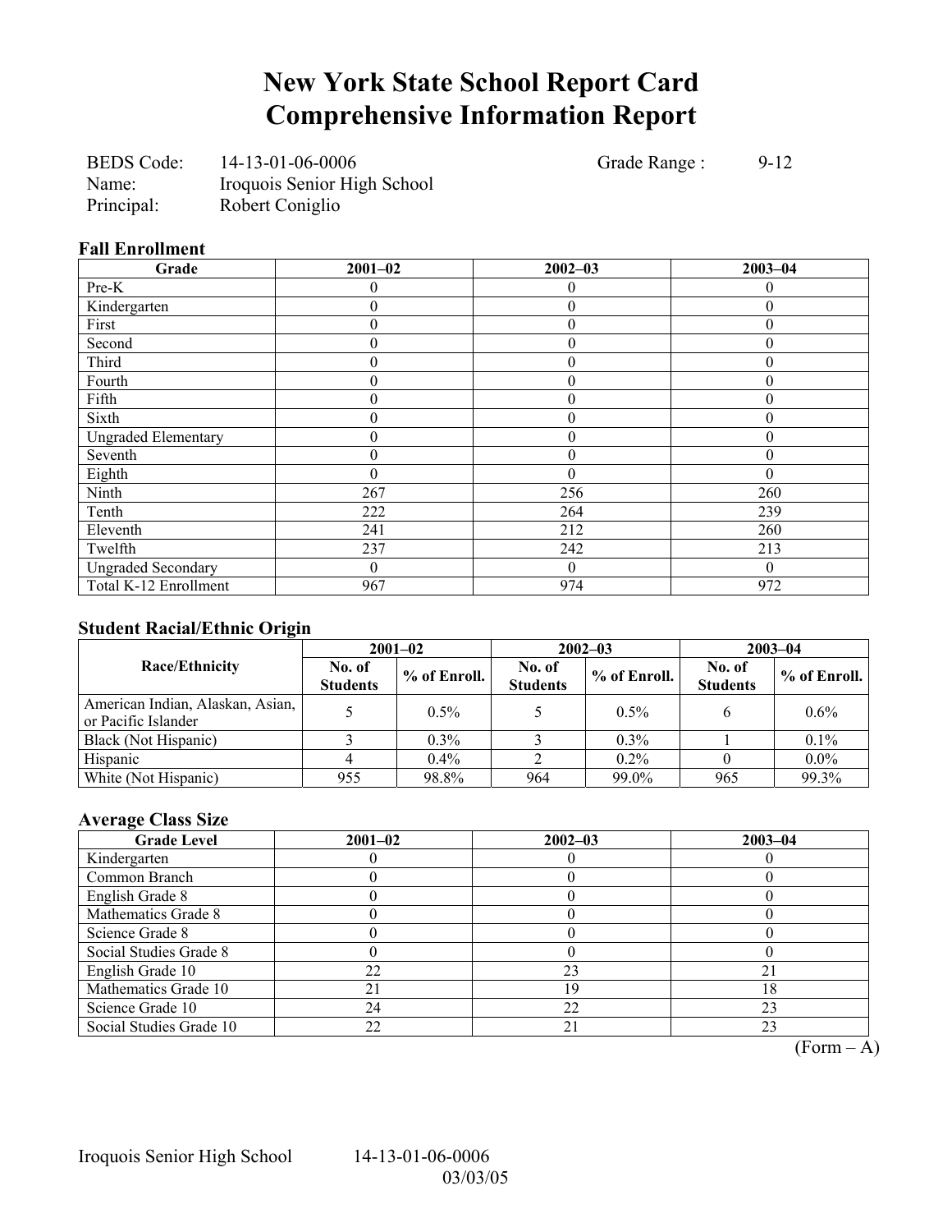# New York State School Report Card
# Comprehensive Information Report

BEDS Code: 14-13-01-06-0006 Grade Range : 9-12
Name: Iroquois Senior High School
Principal: Robert Coniglio

### Fall Enrollment

| Grade | 2001–02 | 2002–03 | 2003–04 |
|---|---|---|---|
| Pre-K | 0 | 0 | 0 |
| Kindergarten | 0 | 0 | 0 |
| First | 0 | 0 | 0 |
| Second | 0 | 0 | 0 |
| Third | 0 | 0 | 0 |
| Fourth | 0 | 0 | 0 |
| Fifth | 0 | 0 | 0 |
| Sixth | 0 | 0 | 0 |
| Ungraded Elementary | 0 | 0 | 0 |
| Seventh | 0 | 0 | 0 |
| Eighth | 0 | 0 | 0 |
| Ninth | 267 | 256 | 260 |
| Tenth | 222 | 264 | 239 |
| Eleventh | 241 | 212 | 260 |
| Twelfth | 237 | 242 | 213 |
| Ungraded Secondary | 0 | 0 | 0 |
| Total K-12 Enrollment | 967 | 974 | 972 |

### Student Racial/Ethnic Origin

| Race/Ethnicity | 2001–02 | | 2002–03 | | 2003–04 | |
|---|---|---|---|---|---|---|
| | No. of Students | % of Enroll. | No. of Students | % of Enroll. | No. of Students | % of Enroll. |
| American Indian, Alaskan, Asian, or Pacific Islander | 5 | 0.5% | 5 | 0.5% | 6 | 0.6% |
| Black (Not Hispanic) | 3 | 0.3% | 3 | 0.3% | 1 | 0.1% |
| Hispanic | 4 | 0.4% | 2 | 0.2% | 0 | 0.0% |
| White (Not Hispanic) | 955 | 98.8% | 964 | 99.0% | 965 | 99.3% |

### Average Class Size

| Grade Level | 2001–02 | 2002–03 | 2003–04 |
|---|---|---|---|
| Kindergarten | 0 | 0 | 0 |
| Common Branch | 0 | 0 | 0 |
| English Grade 8 | 0 | 0 | 0 |
| Mathematics Grade 8 | 0 | 0 | 0 |
| Science Grade 8 | 0 | 0 | 0 |
| Social Studies Grade 8 | 0 | 0 | 0 |
| English Grade 10 | 22 | 23 | 21 |
| Mathematics Grade 10 | 21 | 19 | 18 |
| Science Grade 10 | 24 | 22 | 23 |
| Social Studies Grade 10 | 22 | 21 | 23 |

(Form – A)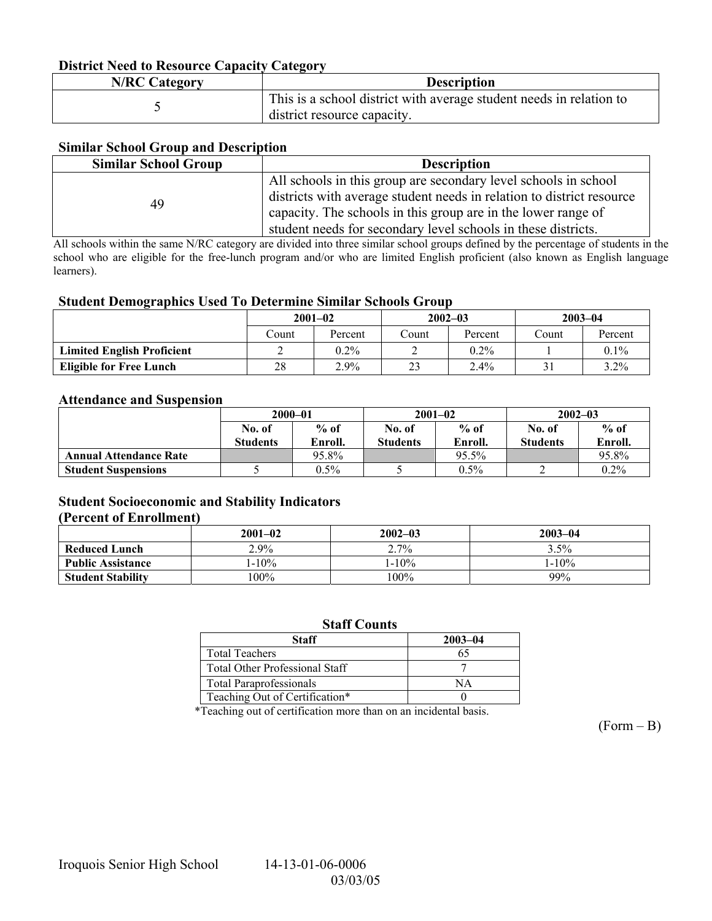### District Need to Resource Capacity Category

| N/RC Category | Description |
|---|---|
| 5 | This is a school district with average student needs in relation to district resource capacity. |

### Similar School Group and Description

| Similar School Group | Description |
|---|---|
| 49 | All schools in this group are secondary level schools in school districts with average student needs in relation to district resource capacity. The schools in this group are in the lower range of student needs for secondary level schools in these districts. |

All schools within the same N/RC category are divided into three similar school groups defined by the percentage of students in the school who are eligible for the free-lunch program and/or who are limited English proficient (also known as English language learners).

### Student Demographics Used To Determine Similar Schools Group

| | 2001–02 | | 2002–03 | | 2003–04 | |
|---|---|---|---|---|---|---|
| | Count | Percent | Count | Percent | Count | Percent |
| **Limited English Proficient** | 2 | 0.2% | 2 | 0.2% | 1 | 0.1% |
| **Eligible for Free Lunch** | 28 | 2.9% | 23 | 2.4% | 31 | 3.2% |

### Attendance and Suspension

| | 2000–01 | | 2001–02 | | 2002–03 | |
|---|---|---|---|---|---|---|
| | No. of Students | % of Enroll. | No. of Students | % of Enroll. | No. of Students | % of Enroll. |
| **Annual Attendance Rate** | | 95.8% | | 95.5% | | 95.8% |
| **Student Suspensions** | 5 | 0.5% | 5 | 0.5% | 2 | 0.2% |

### Student Socioeconomic and Stability Indicators (Percent of Enrollment)

| | 2001–02 | 2002–03 | 2003–04 |
|---|---|---|---|
| **Reduced Lunch** | 2.9% | 2.7% | 3.5% |
| **Public Assistance** | 1-10% | 1-10% | 1-10% |
| **Student Stability** | 100% | 100% | 99% |

### Staff Counts

| Staff | 2003–04 |
|---|---|
| Total Teachers | 65 |
| Total Other Professional Staff | 7 |
| Total Paraprofessionals | NA |
| Teaching Out of Certification* | 0 |

*Teaching out of certification more than on an incidental basis.

(Form – B)

Iroquois Senior High School 14-13-01-06-0006 03/03/05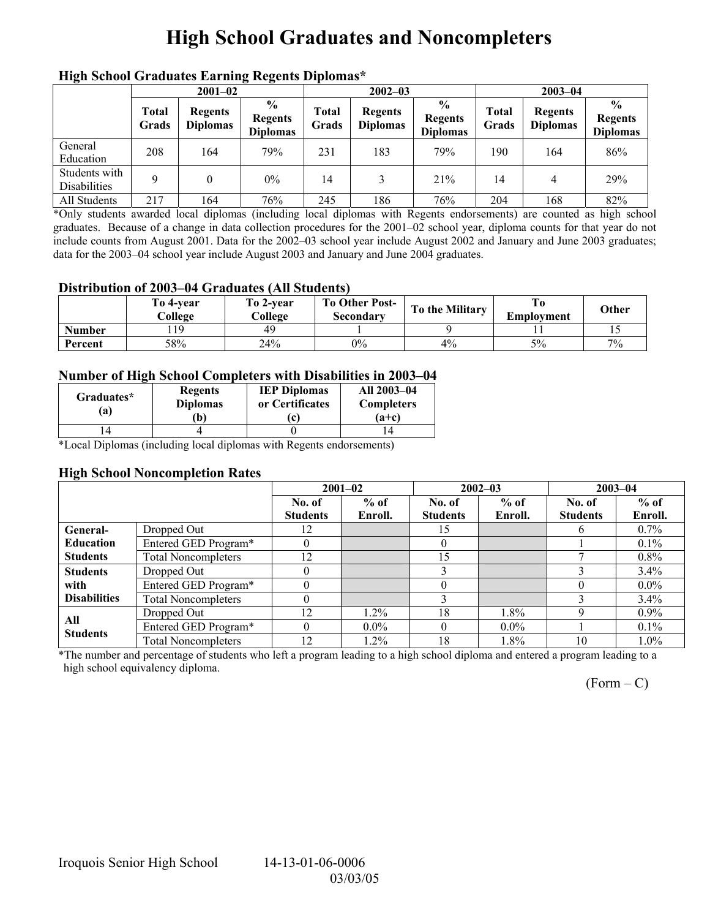# High School Graduates and Noncompleters

### High School Graduates Earning Regents Diplomas*

| | 2001–02 | | | 2002–03 | | | 2003–04 | | |
|---|---|---|---|---|---|---|---|---|---|
| | Total Grads | Regents Diplomas | % Regents Diplomas | Total Grads | Regents Diplomas | % Regents Diplomas | Total Grads | Regents Diplomas | % Regents Diplomas |
| General Education | 208 | 164 | 79% | 231 | 183 | 79% | 190 | 164 | 86% |
| Students with Disabilities | 9 | 0 | 0% | 14 | 3 | 21% | 14 | 4 | 29% |
| All Students | 217 | 164 | 76% | 245 | 186 | 76% | 204 | 168 | 82% |

*Only students awarded local diplomas (including local diplomas with Regents endorsements) are counted as high school graduates. Because of a change in data collection procedures for the 2001–02 school year, diploma counts for that year do not include counts from August 2001. Data for the 2002–03 school year include August 2002 and January and June 2003 graduates; data for the 2003–04 school year include August 2003 and January and June 2004 graduates.

### Distribution of 2003–04 Graduates (All Students)

| | To 4-year College | To 2-year College | To Other Post-Secondary | To the Military | To Employment | Other |
|---|---|---|---|---|---|---|
| Number | 119 | 49 | 1 | 9 | 11 | 15 |
| Percent | 58% | 24% | 0% | 4% | 5% | 7% |

### Number of High School Completers with Disabilities in 2003–04

| Graduates* (a) | Regents Diplomas (b) | IEP Diplomas or Certificates (c) | All 2003–04 Completers (a+c) |
|---|---|---|---|
| 14 | 4 | 0 | 14 |

*Local Diplomas (including local diplomas with Regents endorsements)

### High School Noncompletion Rates

| | | 2001–02 | | 2002–03 | | 2003–04 | |
|---|---|---|---|---|---|---|---|
| | | No. of Students | % of Enroll. | No. of Students | % of Enroll. | No. of Students | % of Enroll. |
| General-Education Students | Dropped Out | 12 | | 15 | | 6 | 0.7% |
| | Entered GED Program* | 0 | | 0 | | 1 | 0.1% |
| | Total Noncompleters | 12 | | 15 | | 7 | 0.8% |
| Students with Disabilities | Dropped Out | 0 | | 3 | | 3 | 3.4% |
| | Entered GED Program* | 0 | | 0 | | 0 | 0.0% |
| | Total Noncompleters | 0 | | 3 | | 3 | 3.4% |
| All Students | Dropped Out | 12 | 1.2% | 18 | 1.8% | 9 | 0.9% |
| | Entered GED Program* | 0 | 0.0% | 0 | 0.0% | 1 | 0.1% |
| | Total Noncompleters | 12 | 1.2% | 18 | 1.8% | 10 | 1.0% |

*The number and percentage of students who left a program leading to a high school diploma and entered a program leading to a high school equivalency diploma.

(Form – C)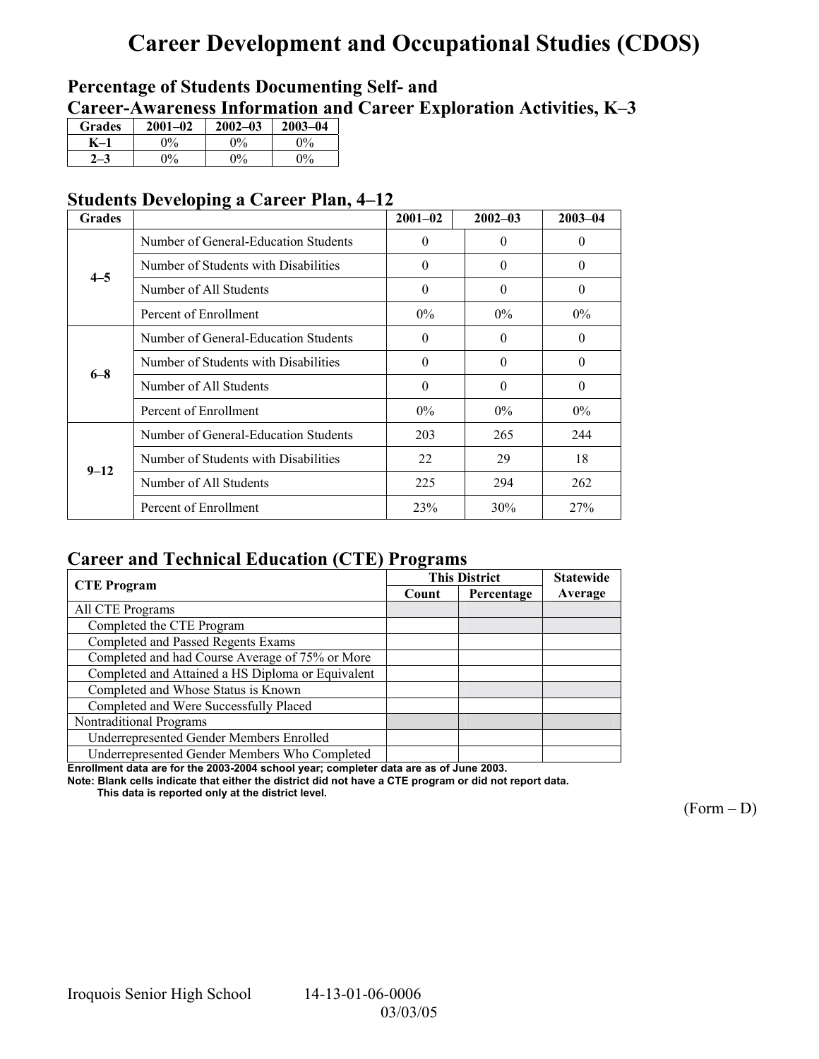# Career Development and Occupational Studies (CDOS)

## Percentage of Students Documenting Self- and Career-Awareness Information and Career Exploration Activities, K–3

| Grades | 2001–02 | 2002–03 | 2003–04 |
|---|---|---|---|
| K–1 | 0% | 0% | 0% |
| 2–3 | 0% | 0% | 0% |

## Students Developing a Career Plan, 4–12

| Grades | | 2001–02 | 2002–03 | 2003–04 |
|---|---|---|---|---|
| 4–5 | Number of General-Education Students | 0 | 0 | 0 |
| | Number of Students with Disabilities | 0 | 0 | 0 |
| | Number of All Students | 0 | 0 | 0 |
| | Percent of Enrollment | 0% | 0% | 0% |
| 6–8 | Number of General-Education Students | 0 | 0 | 0 |
| | Number of Students with Disabilities | 0 | 0 | 0 |
| | Number of All Students | 0 | 0 | 0 |
| | Percent of Enrollment | 0% | 0% | 0% |
| 9–12 | Number of General-Education Students | 203 | 265 | 244 |
| | Number of Students with Disabilities | 22 | 29 | 18 |
| | Number of All Students | 225 | 294 | 262 |
| | Percent of Enrollment | 23% | 30% | 27% |

## Career and Technical Education (CTE) Programs

| CTE Program | This District | | Statewide |
|---|---|---|---|
| | Count | Percentage | Average |
| All CTE Programs | | | |
| Completed the CTE Program | | | |
| Completed and Passed Regents Exams | | | |
| Completed and had Course Average of 75% or More | | | |
| Completed and Attained a HS Diploma or Equivalent | | | |
| Completed and Whose Status is Known | | | |
| Completed and Were Successfully Placed | | | |
| Nontraditional Programs | | | |
| Underrepresented Gender Members Enrolled | | | |
| Underrepresented Gender Members Who Completed | | | |

**Enrollment data are for the 2003-2004 school year; completer data are as of June 2003.**

**Note: Blank cells indicate that either the district did not have a CTE program or did not report data. This data is reported only at the district level.**

(Form – D)

Iroquois Senior High School 14-13-01-06-0006 03/03/05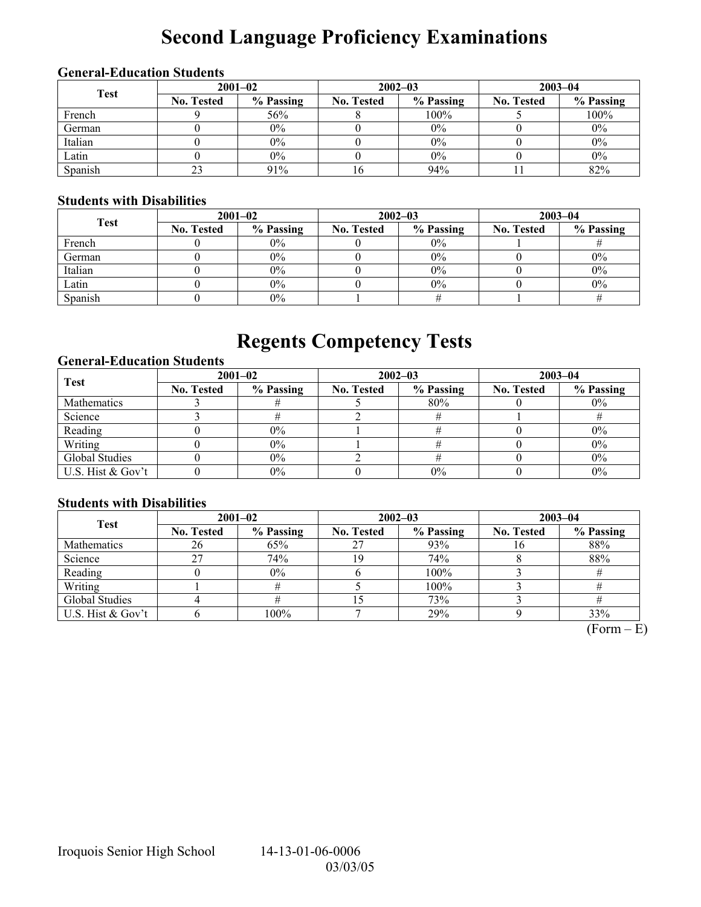# Second Language Proficiency Examinations

### General-Education Students

| Test | 2001–02 | | 2002–03 | | 2003–04 | |
|---|---|---|---|---|---|---|
| | No. Tested | % Passing | No. Tested | % Passing | No. Tested | % Passing |
| French | 9 | 56% | 8 | 100% | 5 | 100% |
| German | 0 | 0% | 0 | 0% | 0 | 0% |
| Italian | 0 | 0% | 0 | 0% | 0 | 0% |
| Latin | 0 | 0% | 0 | 0% | 0 | 0% |
| Spanish | 23 | 91% | 16 | 94% | 11 | 82% |

### Students with Disabilities

| Test | 2001–02 | | 2002–03 | | 2003–04 | |
|---|---|---|---|---|---|---|
| | No. Tested | % Passing | No. Tested | % Passing | No. Tested | % Passing |
| French | 0 | 0% | 0 | 0% | 1 | # |
| German | 0 | 0% | 0 | 0% | 0 | 0% |
| Italian | 0 | 0% | 0 | 0% | 0 | 0% |
| Latin | 0 | 0% | 0 | 0% | 0 | 0% |
| Spanish | 0 | 0% | 1 | # | 1 | # |

# Regents Competency Tests

### General-Education Students

| Test | 2001–02 | | 2002–03 | | 2003–04 | |
|---|---|---|---|---|---|---|
| | No. Tested | % Passing | No. Tested | % Passing | No. Tested | % Passing |
| Mathematics | 3 | # | 5 | 80% | 0 | 0% |
| Science | 3 | # | 2 | # | 1 | # |
| Reading | 0 | 0% | 1 | # | 0 | 0% |
| Writing | 0 | 0% | 1 | # | 0 | 0% |
| Global Studies | 0 | 0% | 2 | # | 0 | 0% |
| U.S. Hist & Gov't | 0 | 0% | 0 | 0% | 0 | 0% |

### Students with Disabilities

| Test | 2001–02 | | 2002–03 | | 2003–04 | |
|---|---|---|---|---|---|---|
| | No. Tested | % Passing | No. Tested | % Passing | No. Tested | % Passing |
| Mathematics | 26 | 65% | 27 | 93% | 16 | 88% |
| Science | 27 | 74% | 19 | 74% | 8 | 88% |
| Reading | 0 | 0% | 6 | 100% | 3 | # |
| Writing | 1 | # | 5 | 100% | 3 | # |
| Global Studies | 4 | # | 15 | 73% | 3 | # |
| U.S. Hist & Gov't | 6 | 100% | 7 | 29% | 9 | 33% |

(Form – E)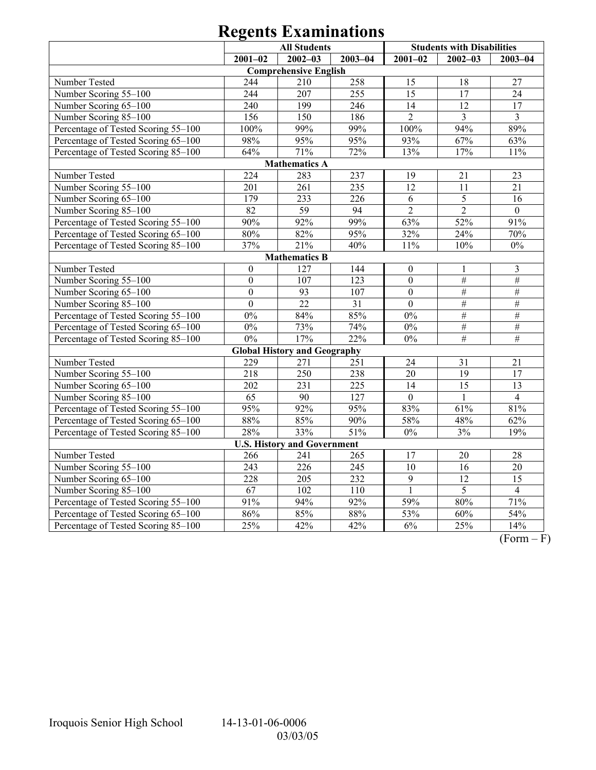# Regents Examinations

| | All Students | | | Students with Disabilities | | |
|---|---|---|---|---|---|---|
| | 2001–02 | 2002–03 | 2003–04 | 2001–02 | 2002–03 | 2003–04 |
| **Comprehensive English** | | | | | | |
| Number Tested | 244 | 210 | 258 | 15 | 18 | 27 |
| Number Scoring 55–100 | 244 | 207 | 255 | 15 | 17 | 24 |
| Number Scoring 65–100 | 240 | 199 | 246 | 14 | 12 | 17 |
| Number Scoring 85–100 | 156 | 150 | 186 | 2 | 3 | 3 |
| Percentage of Tested Scoring 55–100 | 100% | 99% | 99% | 100% | 94% | 89% |
| Percentage of Tested Scoring 65–100 | 98% | 95% | 95% | 93% | 67% | 63% |
| Percentage of Tested Scoring 85–100 | 64% | 71% | 72% | 13% | 17% | 11% |
| **Mathematics A** | | | | | | |
| Number Tested | 224 | 283 | 237 | 19 | 21 | 23 |
| Number Scoring 55–100 | 201 | 261 | 235 | 12 | 11 | 21 |
| Number Scoring 65–100 | 179 | 233 | 226 | 6 | 5 | 16 |
| Number Scoring 85–100 | 82 | 59 | 94 | 2 | 2 | 0 |
| Percentage of Tested Scoring 55–100 | 90% | 92% | 99% | 63% | 52% | 91% |
| Percentage of Tested Scoring 65–100 | 80% | 82% | 95% | 32% | 24% | 70% |
| Percentage of Tested Scoring 85–100 | 37% | 21% | 40% | 11% | 10% | 0% |
| **Mathematics B** | | | | | | |
| Number Tested | 0 | 127 | 144 | 0 | 1 | 3 |
| Number Scoring 55–100 | 0 | 107 | 123 | 0 | # | # |
| Number Scoring 65–100 | 0 | 93 | 107 | 0 | # | # |
| Number Scoring 85–100 | 0 | 22 | 31 | 0 | # | # |
| Percentage of Tested Scoring 55–100 | 0% | 84% | 85% | 0% | # | # |
| Percentage of Tested Scoring 65–100 | 0% | 73% | 74% | 0% | # | # |
| Percentage of Tested Scoring 85–100 | 0% | 17% | 22% | 0% | # | # |
| **Global History and Geography** | | | | | | |
| Number Tested | 229 | 271 | 251 | 24 | 31 | 21 |
| Number Scoring 55–100 | 218 | 250 | 238 | 20 | 19 | 17 |
| Number Scoring 65–100 | 202 | 231 | 225 | 14 | 15 | 13 |
| Number Scoring 85–100 | 65 | 90 | 127 | 0 | 1 | 4 |
| Percentage of Tested Scoring 55–100 | 95% | 92% | 95% | 83% | 61% | 81% |
| Percentage of Tested Scoring 65–100 | 88% | 85% | 90% | 58% | 48% | 62% |
| Percentage of Tested Scoring 85–100 | 28% | 33% | 51% | 0% | 3% | 19% |
| **U.S. History and Government** | | | | | | |
| Number Tested | 266 | 241 | 265 | 17 | 20 | 28 |
| Number Scoring 55–100 | 243 | 226 | 245 | 10 | 16 | 20 |
| Number Scoring 65–100 | 228 | 205 | 232 | 9 | 12 | 15 |
| Number Scoring 85–100 | 67 | 102 | 110 | 1 | 5 | 4 |
| Percentage of Tested Scoring 55–100 | 91% | 94% | 92% | 59% | 80% | 71% |
| Percentage of Tested Scoring 65–100 | 86% | 85% | 88% | 53% | 60% | 54% |
| Percentage of Tested Scoring 85–100 | 25% | 42% | 42% | 6% | 25% | 14% |

(Form – F)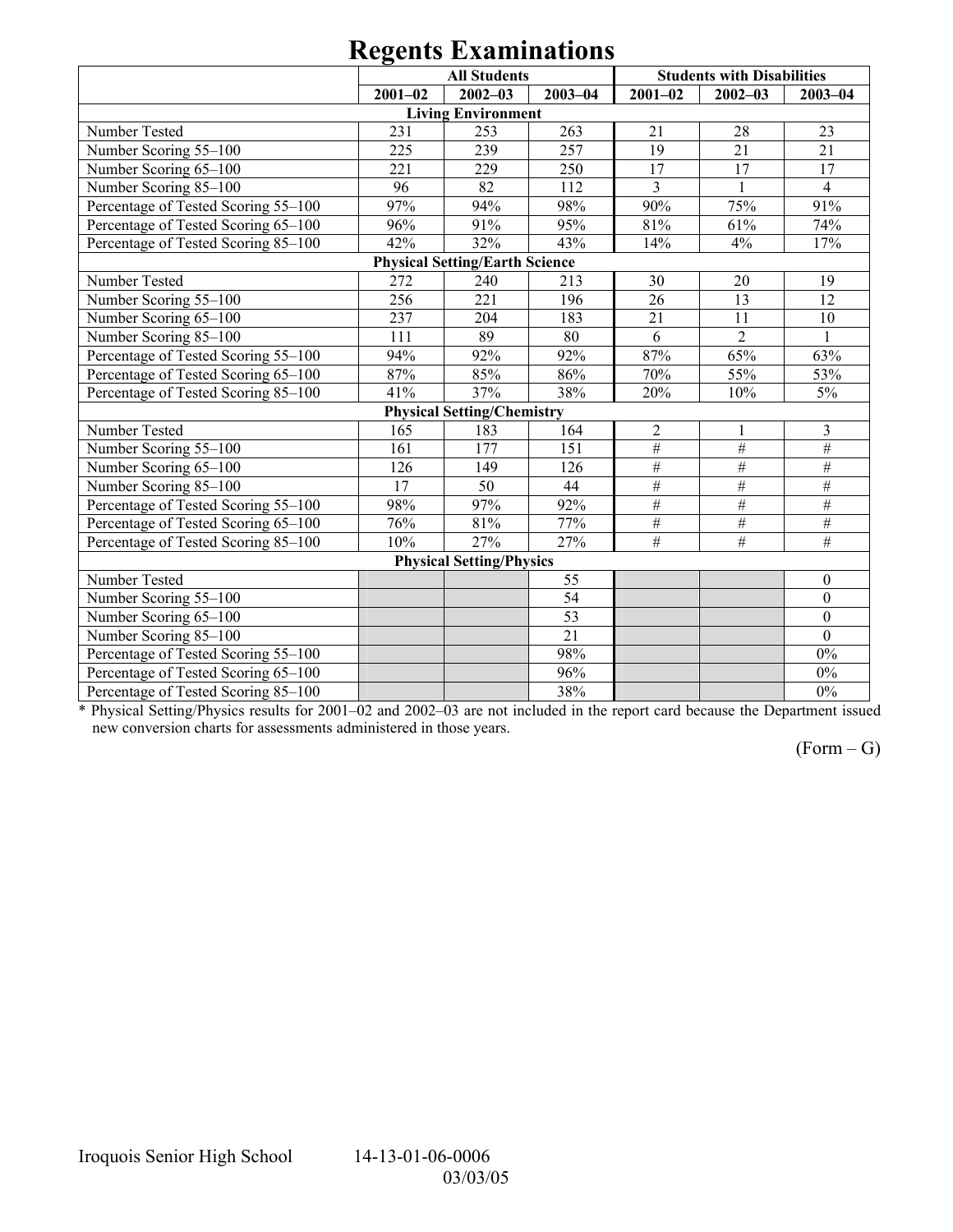# Regents Examinations

| | All Students | | | Students with Disabilities | | |
|---|---|---|---|---|---|---|
| | 2001–02 | 2002–03 | 2003–04 | 2001–02 | 2002–03 | 2003–04 |
| **Living Environment** | | | | | | |
| Number Tested | 231 | 253 | 263 | 21 | 28 | 23 |
| Number Scoring 55–100 | 225 | 239 | 257 | 19 | 21 | 21 |
| Number Scoring 65–100 | 221 | 229 | 250 | 17 | 17 | 17 |
| Number Scoring 85–100 | 96 | 82 | 112 | 3 | 1 | 4 |
| Percentage of Tested Scoring 55–100 | 97% | 94% | 98% | 90% | 75% | 91% |
| Percentage of Tested Scoring 65–100 | 96% | 91% | 95% | 81% | 61% | 74% |
| Percentage of Tested Scoring 85–100 | 42% | 32% | 43% | 14% | 4% | 17% |
| **Physical Setting/Earth Science** | | | | | | |
| Number Tested | 272 | 240 | 213 | 30 | 20 | 19 |
| Number Scoring 55–100 | 256 | 221 | 196 | 26 | 13 | 12 |
| Number Scoring 65–100 | 237 | 204 | 183 | 21 | 11 | 10 |
| Number Scoring 85–100 | 111 | 89 | 80 | 6 | 2 | 1 |
| Percentage of Tested Scoring 55–100 | 94% | 92% | 92% | 87% | 65% | 63% |
| Percentage of Tested Scoring 65–100 | 87% | 85% | 86% | 70% | 55% | 53% |
| Percentage of Tested Scoring 85–100 | 41% | 37% | 38% | 20% | 10% | 5% |
| **Physical Setting/Chemistry** | | | | | | |
| Number Tested | 165 | 183 | 164 | 2 | 1 | 3 |
| Number Scoring 55–100 | 161 | 177 | 151 | # | # | # |
| Number Scoring 65–100 | 126 | 149 | 126 | # | # | # |
| Number Scoring 85–100 | 17 | 50 | 44 | # | # | # |
| Percentage of Tested Scoring 55–100 | 98% | 97% | 92% | # | # | # |
| Percentage of Tested Scoring 65–100 | 76% | 81% | 77% | # | # | # |
| Percentage of Tested Scoring 85–100 | 10% | 27% | 27% | # | # | # |
| **Physical Setting/Physics** | | | | | | |
| Number Tested | | | 55 | | | 0 |
| Number Scoring 55–100 | | | 54 | | | 0 |
| Number Scoring 65–100 | | | 53 | | | 0 |
| Number Scoring 85–100 | | | 21 | | | 0 |
| Percentage of Tested Scoring 55–100 | | | 98% | | | 0% |
| Percentage of Tested Scoring 65–100 | | | 96% | | | 0% |
| Percentage of Tested Scoring 85–100 | | | 38% | | | 0% |

* Physical Setting/Physics results for 2001–02 and 2002–03 are not included in the report card because the Department issued new conversion charts for assessments administered in those years.

(Form – G)

Iroquois Senior High School 14-13-01-06-0006 03/03/05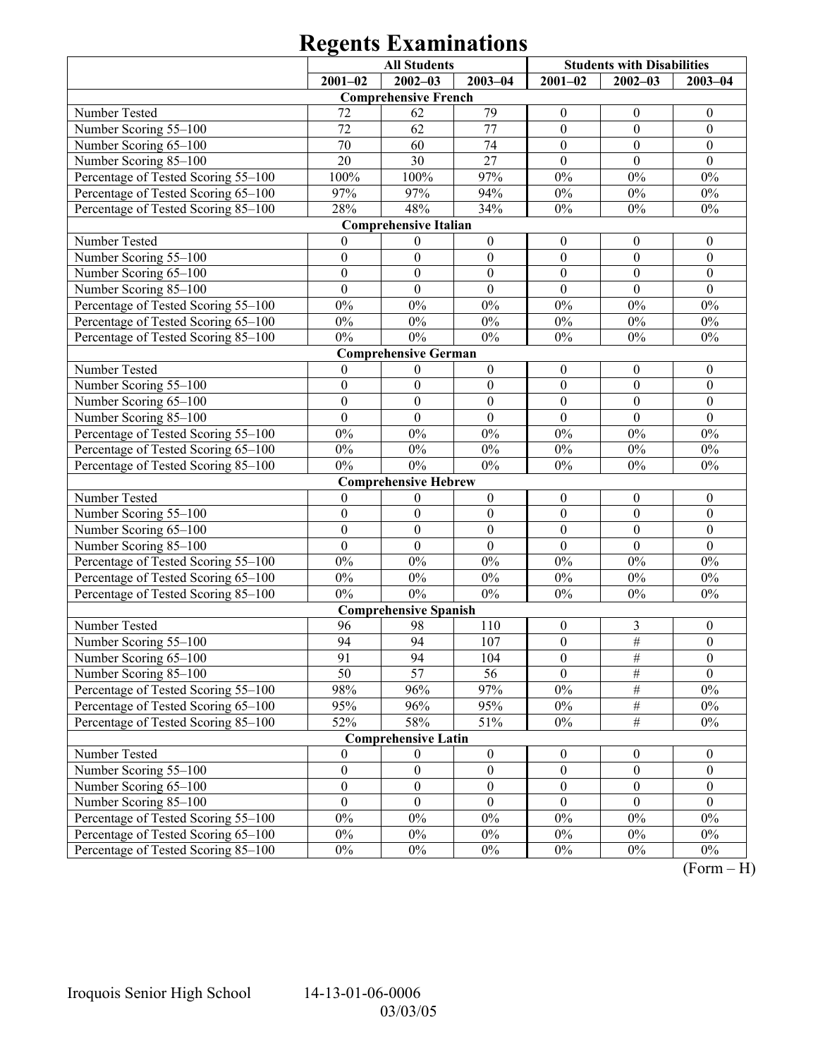# Regents Examinations

| | All Students | | | Students with Disabilities | | |
|---|---|---|---|---|---|---|
| | 2001–02 | 2002–03 | 2003–04 | 2001–02 | 2002–03 | 2003–04 |
| **Comprehensive French** | | | | | | |
| Number Tested | 72 | 62 | 79 | 0 | 0 | 0 |
| Number Scoring 55–100 | 72 | 62 | 77 | 0 | 0 | 0 |
| Number Scoring 65–100 | 70 | 60 | 74 | 0 | 0 | 0 |
| Number Scoring 85–100 | 20 | 30 | 27 | 0 | 0 | 0 |
| Percentage of Tested Scoring 55–100 | 100% | 100% | 97% | 0% | 0% | 0% |
| Percentage of Tested Scoring 65–100 | 97% | 97% | 94% | 0% | 0% | 0% |
| Percentage of Tested Scoring 85–100 | 28% | 48% | 34% | 0% | 0% | 0% |
| **Comprehensive Italian** | | | | | | |
| Number Tested | 0 | 0 | 0 | 0 | 0 | 0 |
| Number Scoring 55–100 | 0 | 0 | 0 | 0 | 0 | 0 |
| Number Scoring 65–100 | 0 | 0 | 0 | 0 | 0 | 0 |
| Number Scoring 85–100 | 0 | 0 | 0 | 0 | 0 | 0 |
| Percentage of Tested Scoring 55–100 | 0% | 0% | 0% | 0% | 0% | 0% |
| Percentage of Tested Scoring 65–100 | 0% | 0% | 0% | 0% | 0% | 0% |
| Percentage of Tested Scoring 85–100 | 0% | 0% | 0% | 0% | 0% | 0% |
| **Comprehensive German** | | | | | | |
| Number Tested | 0 | 0 | 0 | 0 | 0 | 0 |
| Number Scoring 55–100 | 0 | 0 | 0 | 0 | 0 | 0 |
| Number Scoring 65–100 | 0 | 0 | 0 | 0 | 0 | 0 |
| Number Scoring 85–100 | 0 | 0 | 0 | 0 | 0 | 0 |
| Percentage of Tested Scoring 55–100 | 0% | 0% | 0% | 0% | 0% | 0% |
| Percentage of Tested Scoring 65–100 | 0% | 0% | 0% | 0% | 0% | 0% |
| Percentage of Tested Scoring 85–100 | 0% | 0% | 0% | 0% | 0% | 0% |
| **Comprehensive Hebrew** | | | | | | |
| Number Tested | 0 | 0 | 0 | 0 | 0 | 0 |
| Number Scoring 55–100 | 0 | 0 | 0 | 0 | 0 | 0 |
| Number Scoring 65–100 | 0 | 0 | 0 | 0 | 0 | 0 |
| Number Scoring 85–100 | 0 | 0 | 0 | 0 | 0 | 0 |
| Percentage of Tested Scoring 55–100 | 0% | 0% | 0% | 0% | 0% | 0% |
| Percentage of Tested Scoring 65–100 | 0% | 0% | 0% | 0% | 0% | 0% |
| Percentage of Tested Scoring 85–100 | 0% | 0% | 0% | 0% | 0% | 0% |
| **Comprehensive Spanish** | | | | | | |
| Number Tested | 96 | 98 | 110 | 0 | 3 | 0 |
| Number Scoring 55–100 | 94 | 94 | 107 | 0 | # | 0 |
| Number Scoring 65–100 | 91 | 94 | 104 | 0 | # | 0 |
| Number Scoring 85–100 | 50 | 57 | 56 | 0 | # | 0 |
| Percentage of Tested Scoring 55–100 | 98% | 96% | 97% | 0% | # | 0% |
| Percentage of Tested Scoring 65–100 | 95% | 96% | 95% | 0% | # | 0% |
| Percentage of Tested Scoring 85–100 | 52% | 58% | 51% | 0% | # | 0% |
| **Comprehensive Latin** | | | | | | |
| Number Tested | 0 | 0 | 0 | 0 | 0 | 0 |
| Number Scoring 55–100 | 0 | 0 | 0 | 0 | 0 | 0 |
| Number Scoring 65–100 | 0 | 0 | 0 | 0 | 0 | 0 |
| Number Scoring 85–100 | 0 | 0 | 0 | 0 | 0 | 0 |
| Percentage of Tested Scoring 55–100 | 0% | 0% | 0% | 0% | 0% | 0% |
| Percentage of Tested Scoring 65–100 | 0% | 0% | 0% | 0% | 0% | 0% |
| Percentage of Tested Scoring 85–100 | 0% | 0% | 0% | 0% | 0% | 0% |

(Form – H)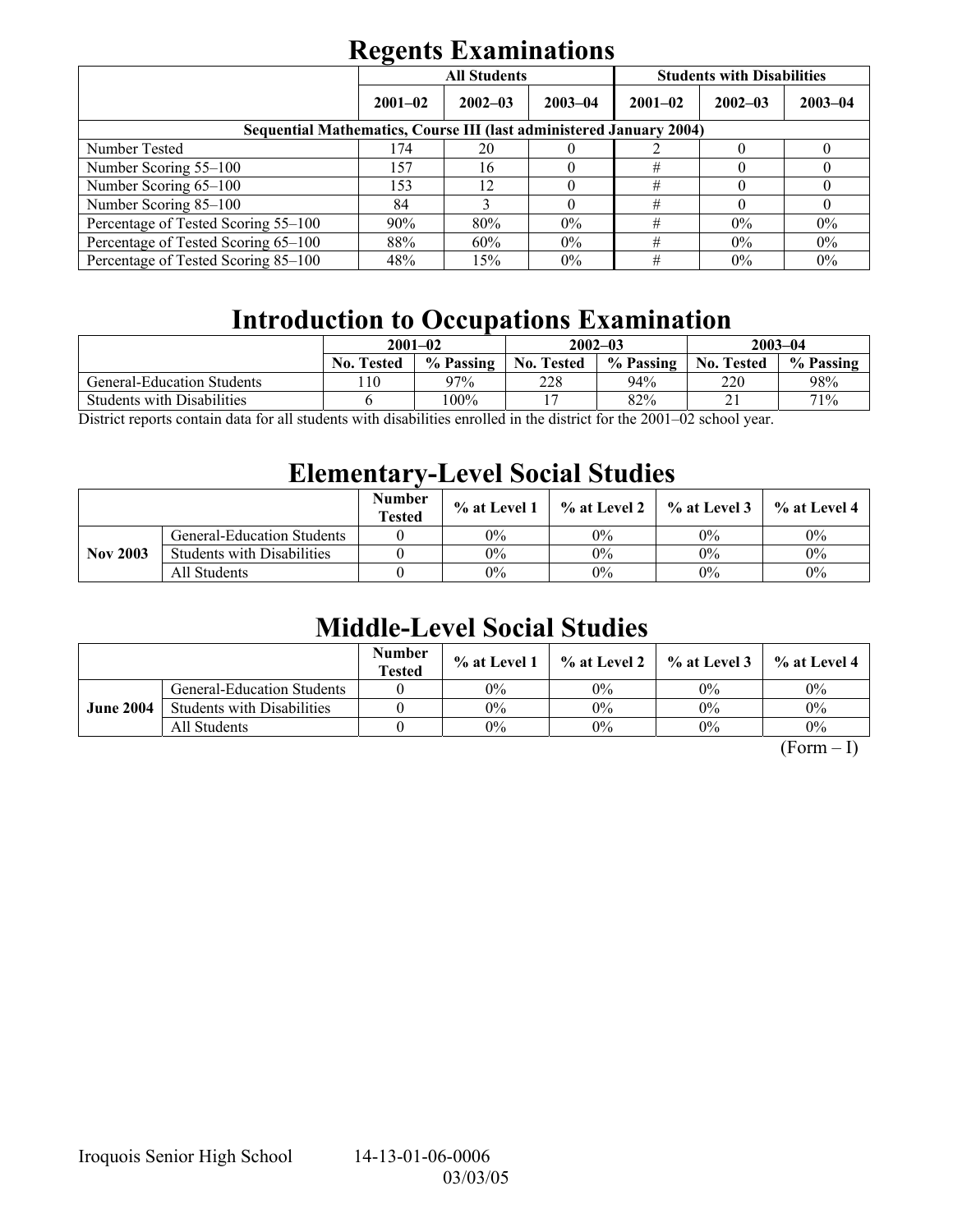# Regents Examinations

| | All Students | | | Students with Disabilities | | |
|---|---|---|---|---|---|---|
| | 2001–02 | 2002–03 | 2003–04 | 2001–02 | 2002–03 | 2003–04 |
| **Sequential Mathematics, Course III (last administered January 2004)** | | | | | | |
| Number Tested | 174 | 20 | 0 | 2 | 0 | 0 |
| Number Scoring 55–100 | 157 | 16 | 0 | # | 0 | 0 |
| Number Scoring 65–100 | 153 | 12 | 0 | # | 0 | 0 |
| Number Scoring 85–100 | 84 | 3 | 0 | # | 0 | 0 |
| Percentage of Tested Scoring 55–100 | 90% | 80% | 0% | # | 0% | 0% |
| Percentage of Tested Scoring 65–100 | 88% | 60% | 0% | # | 0% | 0% |
| Percentage of Tested Scoring 85–100 | 48% | 15% | 0% | # | 0% | 0% |

# Introduction to Occupations Examination

| | 2001–02 | | 2002–03 | | 2003–04 | |
|---|---|---|---|---|---|---|
| | No. Tested | % Passing | No. Tested | % Passing | No. Tested | % Passing |
| General-Education Students | 110 | 97% | 228 | 94% | 220 | 98% |
| Students with Disabilities | 6 | 100% | 17 | 82% | 21 | 71% |

District reports contain data for all students with disabilities enrolled in the district for the 2001–02 school year.

# Elementary-Level Social Studies

| | | Number Tested | % at Level 1 | % at Level 2 | % at Level 3 | % at Level 4 |
|---|---|---|---|---|---|---|
| **Nov 2003** | General-Education Students | 0 | 0% | 0% | 0% | 0% |
| | Students with Disabilities | 0 | 0% | 0% | 0% | 0% |
| | All Students | 0 | 0% | 0% | 0% | 0% |

# Middle-Level Social Studies

| | | Number Tested | % at Level 1 | % at Level 2 | % at Level 3 | % at Level 4 |
|---|---|---|---|---|---|---|
| **June 2004** | General-Education Students | 0 | 0% | 0% | 0% | 0% |
| | Students with Disabilities | 0 | 0% | 0% | 0% | 0% |
| | All Students | 0 | 0% | 0% | 0% | 0% |

(Form – I)

Iroquois Senior High School 14-13-01-06-0006 03/03/05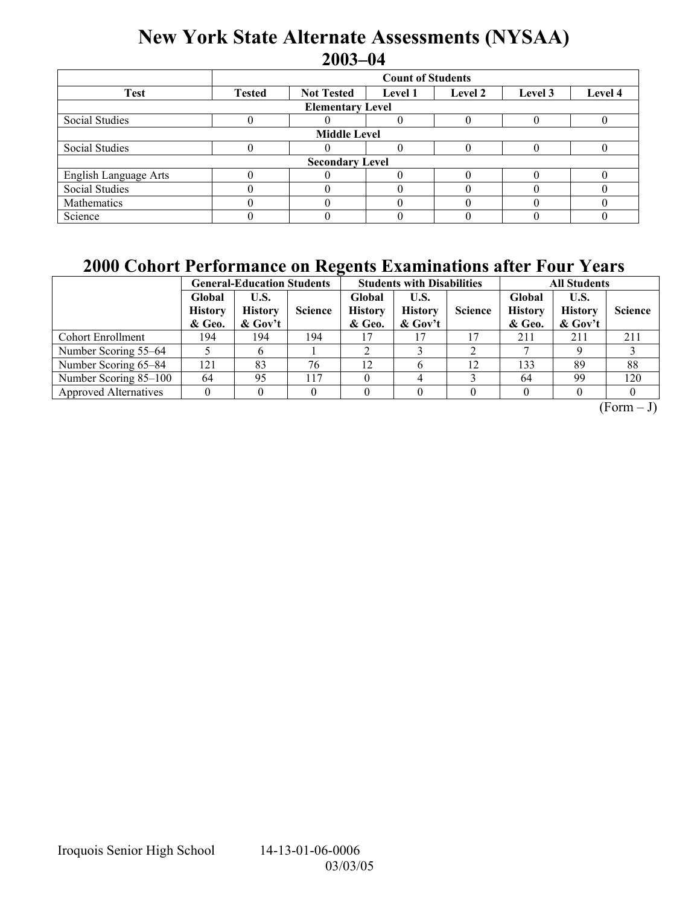# New York State Alternate Assessments (NYSAA) 2003–04

| Test | Count of Students | | | | | |
|---|---|---|---|---|---|---|
| | Tested | Not Tested | Level 1 | Level 2 | Level 3 | Level 4 |
| **Elementary Level** | | | | | | |
| Social Studies | 0 | 0 | 0 | 0 | 0 | 0 |
| **Middle Level** | | | | | | |
| Social Studies | 0 | 0 | 0 | 0 | 0 | 0 |
| **Secondary Level** | | | | | | |
| English Language Arts | 0 | 0 | 0 | 0 | 0 | 0 |
| Social Studies | 0 | 0 | 0 | 0 | 0 | 0 |
| Mathematics | 0 | 0 | 0 | 0 | 0 | 0 |
| Science | 0 | 0 | 0 | 0 | 0 | 0 |

# 2000 Cohort Performance on Regents Examinations after Four Years

| | General-Education Students | | | Students with Disabilities | | | All Students | | |
|---|---|---|---|---|---|---|---|---|---|
| | Global History & Geo. | U.S. History & Gov't | Science | Global History & Geo. | U.S. History & Gov't | Science | Global History & Geo. | U.S. History & Gov't | Science |
| Cohort Enrollment | 194 | 194 | 194 | 17 | 17 | 17 | 211 | 211 | 211 |
| Number Scoring 55–64 | 5 | 6 | 1 | 2 | 3 | 2 | 7 | 9 | 3 |
| Number Scoring 65–84 | 121 | 83 | 76 | 12 | 6 | 12 | 133 | 89 | 88 |
| Number Scoring 85–100 | 64 | 95 | 117 | 0 | 4 | 3 | 64 | 99 | 120 |
| Approved Alternatives | 0 | 0 | 0 | 0 | 0 | 0 | 0 | 0 | 0 |

(Form – J)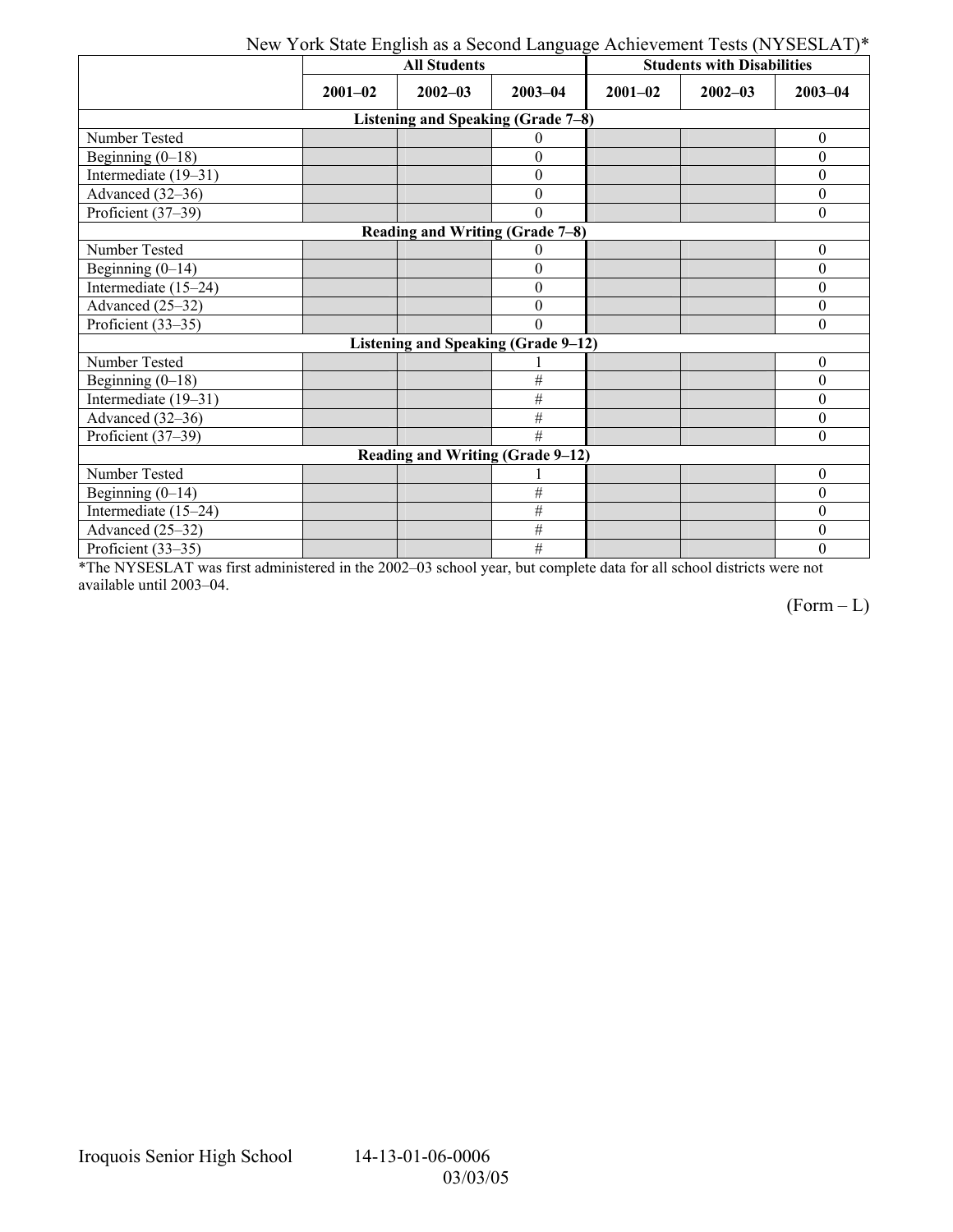New York State English as a Second Language Achievement Tests (NYSESLAT)*

| | All Students | | | Students with Disabilities | | |
|---|---|---|---|---|---|---|
| | 2001–02 | 2002–03 | 2003–04 | 2001–02 | 2002–03 | 2003–04 |
| **Listening and Speaking (Grade 7–8)** | | | | | | |
| Number Tested | | | 0 | | | 0 |
| Beginning (0–18) | | | 0 | | | 0 |
| Intermediate (19–31) | | | 0 | | | 0 |
| Advanced (32–36) | | | 0 | | | 0 |
| Proficient (37–39) | | | 0 | | | 0 |
| **Reading and Writing (Grade 7–8)** | | | | | | |
| Number Tested | | | 0 | | | 0 |
| Beginning (0–14) | | | 0 | | | 0 |
| Intermediate (15–24) | | | 0 | | | 0 |
| Advanced (25–32) | | | 0 | | | 0 |
| Proficient (33–35) | | | 0 | | | 0 |
| **Listening and Speaking (Grade 9–12)** | | | | | | |
| Number Tested | | | 1 | | | 0 |
| Beginning (0–18) | | | # | | | 0 |
| Intermediate (19–31) | | | # | | | 0 |
| Advanced (32–36) | | | # | | | 0 |
| Proficient (37–39) | | | # | | | 0 |
| **Reading and Writing (Grade 9–12)** | | | | | | |
| Number Tested | | | 1 | | | 0 |
| Beginning (0–14) | | | # | | | 0 |
| Intermediate (15–24) | | | # | | | 0 |
| Advanced (25–32) | | | # | | | 0 |
| Proficient (33–35) | | | # | | | 0 |

*The NYSESLAT was first administered in the 2002–03 school year, but complete data for all school districts were not available until 2003–04.

(Form – L)

Iroquois Senior High School 14-13-01-06-0006
03/03/05